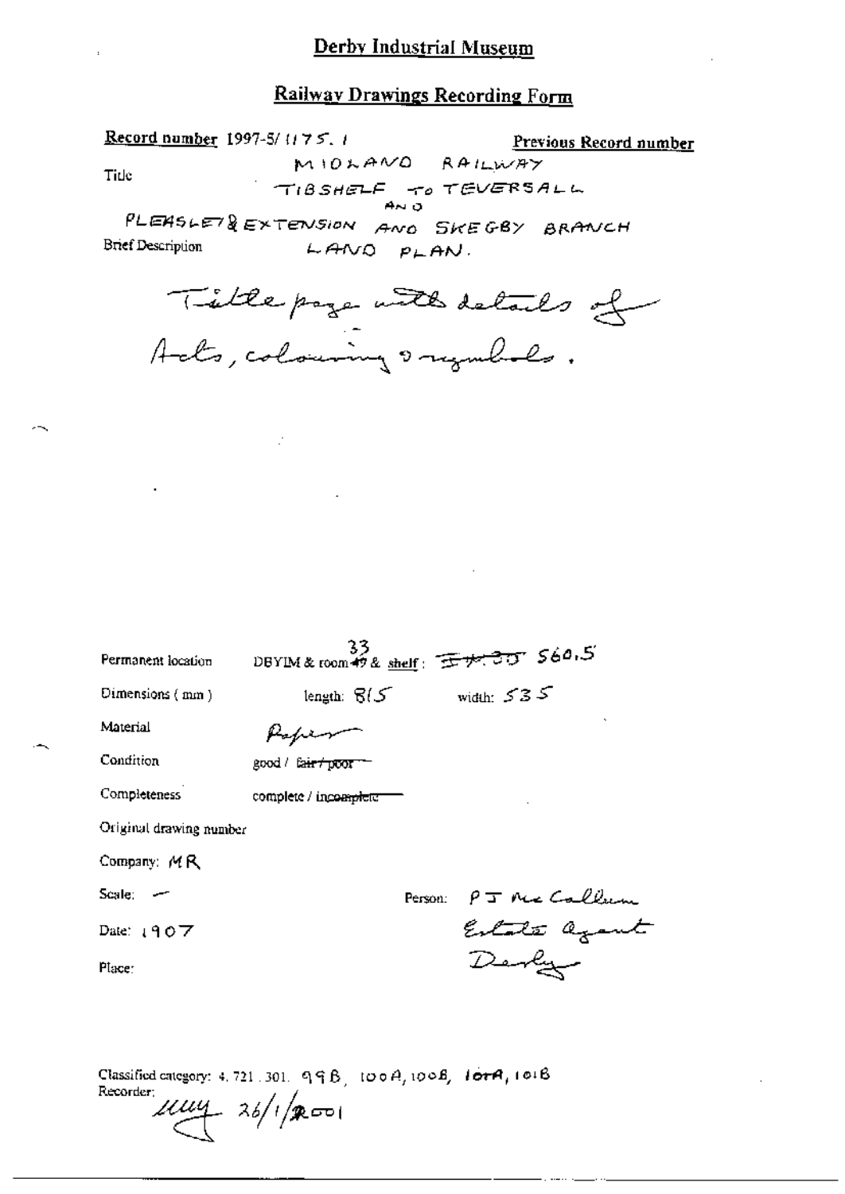# Derby Industrial Museum

## Railway Drawings Recording Form

**Record number** 1997-5/1175.1

**Previous Record number**

Title

MIDLAND RAILWAY
TIBSHELF TO TEVERSALL
AND
PLEASLEY EXTENSION AND SKEGBY BRANCH
LAND PLAN.

Brief Description

Title page with details of Acts, colouring & symbols.

Permanent location: DBYIM & room ~~49~~ 33 & **shelf**: ~~EW.33~~ 560.5

Dimensions (mm): length: 815 width: 535

Material: Paper

Condition: good / ~~fair / poor~~

Completeness: complete / ~~incomplete~~

Original drawing number

Company: MR

Scale: —

Date: 1907

Place:

Person: P J McCallum
Estate Agent
Derby

Classified category: 4.721.301. 99B, 100A, 100B, 101A, 101B

Recorder: muy 26/1/2001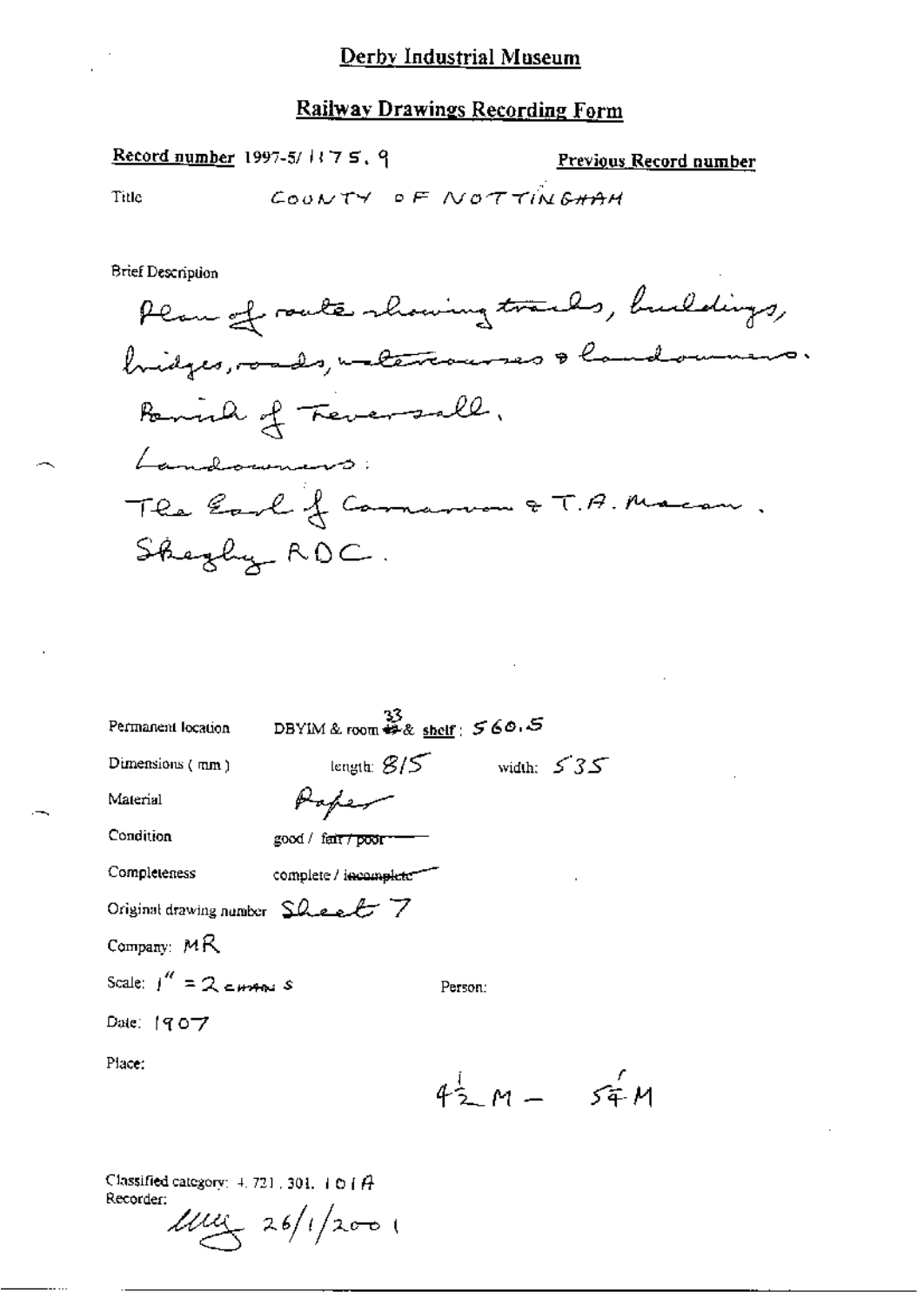# Derby Industrial Museum

## Railway Drawings Recording Form

**Record number** 1997-5/1175.9 **Previous Record number**

Title COUNTY OF NOTTINGHAM

Brief Description

Plan of route showing tracks, buildings, bridges, roads, watercourses & landowners.
Parish of Teversall.
Landowners:
The Earl of Carnarvon & T.A. Macon.
Skegby RDC.

Permanent location DBYIM & room 33 & shelf: 560.5

Dimensions (mm) length: 815 width: 535

Material Paper

Condition good / ~~fair / poor~~

Completeness complete / ~~incomplete~~

Original drawing number Sheet 7

Company: MR

Scale: 1" = 2 chains Person:

Date: 1907

Place:

4½ M – 5¼ M

Classified category: 4.721.301.101A
Recorder: 
26/1/2001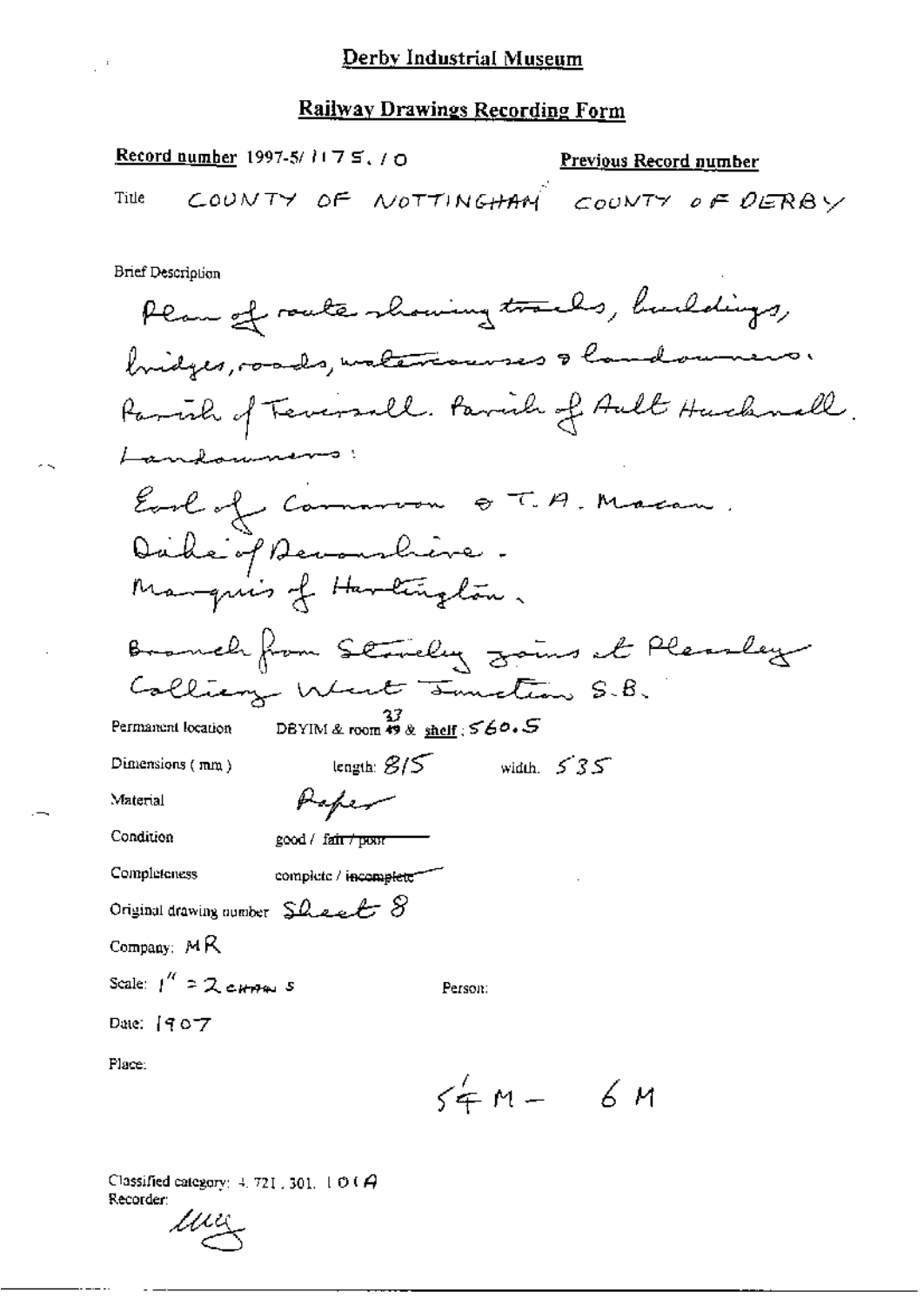# Derby Industrial Museum

## Railway Drawings Recording Form

Record number 1997-5/ 1175. / 0

Previous Record number

Title COUNTY OF NOTTINGHAM COUNTY OF DERBY

Brief Description

Plan of route showing tracks, buildings, bridges, roads, watercourses & landowners. Parish of Teversall. Parish of Ault Hucknall.
Landowners:
Earl of Carnarvon & T. A. Macan.
Duke of Devonshire.
Marquis of Hartington.
Branch from Staveley joins at Pleasley Colliery West Junction S.B.

Permanent location DBYIM & room ~~49~~ 37 & shelf : 560.5

Dimensions ( mm ) length: 815 width. 535

Material Paper

Condition good / ~~fair / poor~~

Completeness complete / ~~incomplete~~

Original drawing number Sheet 8

Company: MR

Scale: 1" = 2 chains

Person:

Date: 1907

Place:

5¼ M – 6 M

Classified category: 4. 721. 301. 101 A

Recorder: MG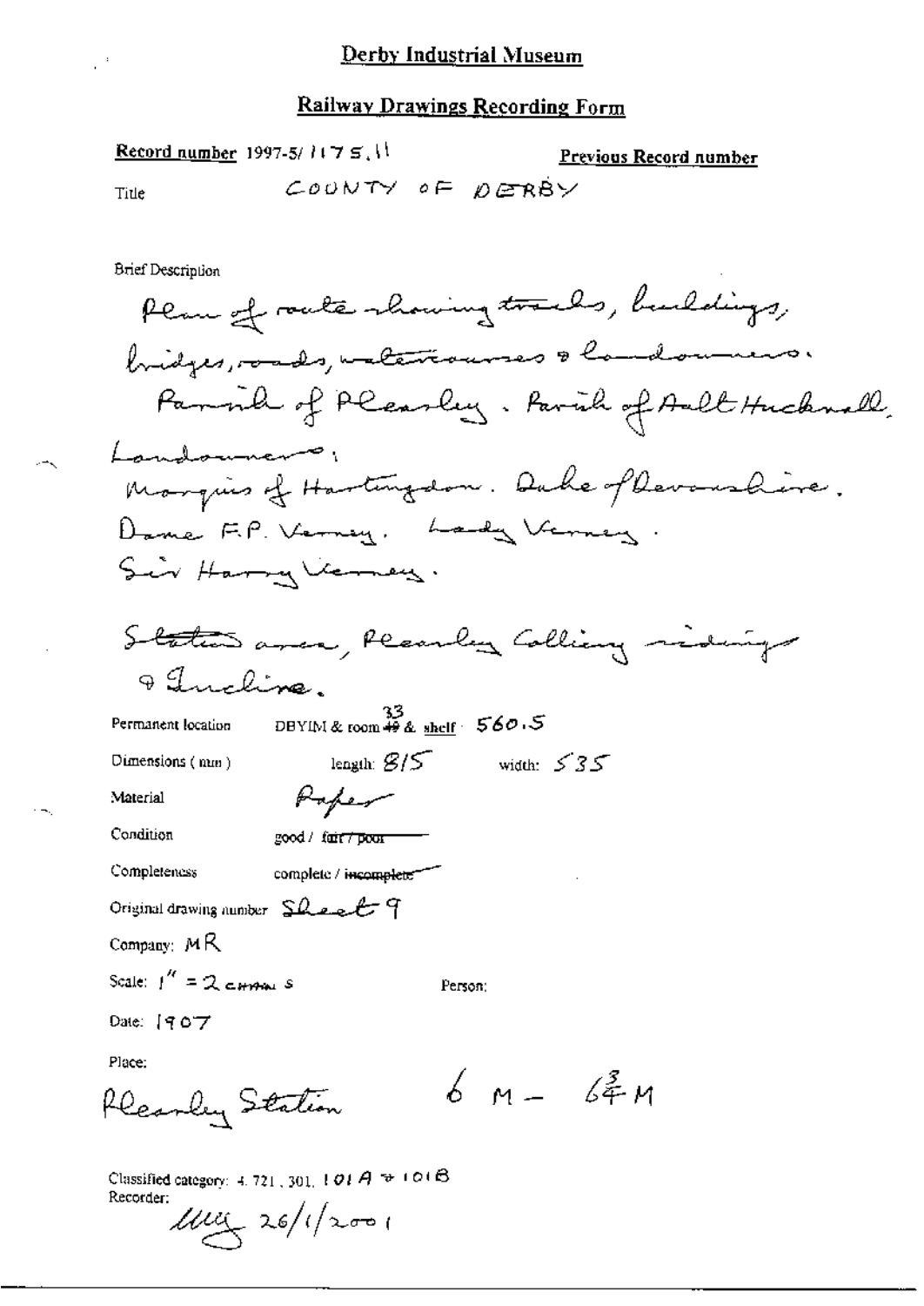# Derby Industrial Museum

## Railway Drawings Recording Form

**Record number** 1997-5/ 1175.11

**Previous Record number**

Title COUNTY OF DERBY

Brief Description

Plan of route showing tracks, buildings, bridges, roads, watercourses & landowners.
Parish of Pleasley. Parish of Ault Hucknall.
Landowners:
Marquis of Hartingdon. Duke of Devonshire.
Dame F.P. Verney. Lady Verney.
Sir Harry Verney.

Station area, Pleasley Colliery sidings & Incline.

Permanent location DBYIM & room ~~49~~ 33 & shelf 560.5

Dimensions (mm) length: 815 width: 535

Material Paper

Condition good / ~~fair / poor~~

Completeness complete / ~~incomplete~~

Original drawing number Sheet 9

Company: MR

Scale: 1" = 2 chains

Person:

Date: 1907

Place:

Pleasley Station 6 M – 6¾ M

Classified category: 4. 721, 301, 101A & 101B

Recorder:

lllg 26/1/2001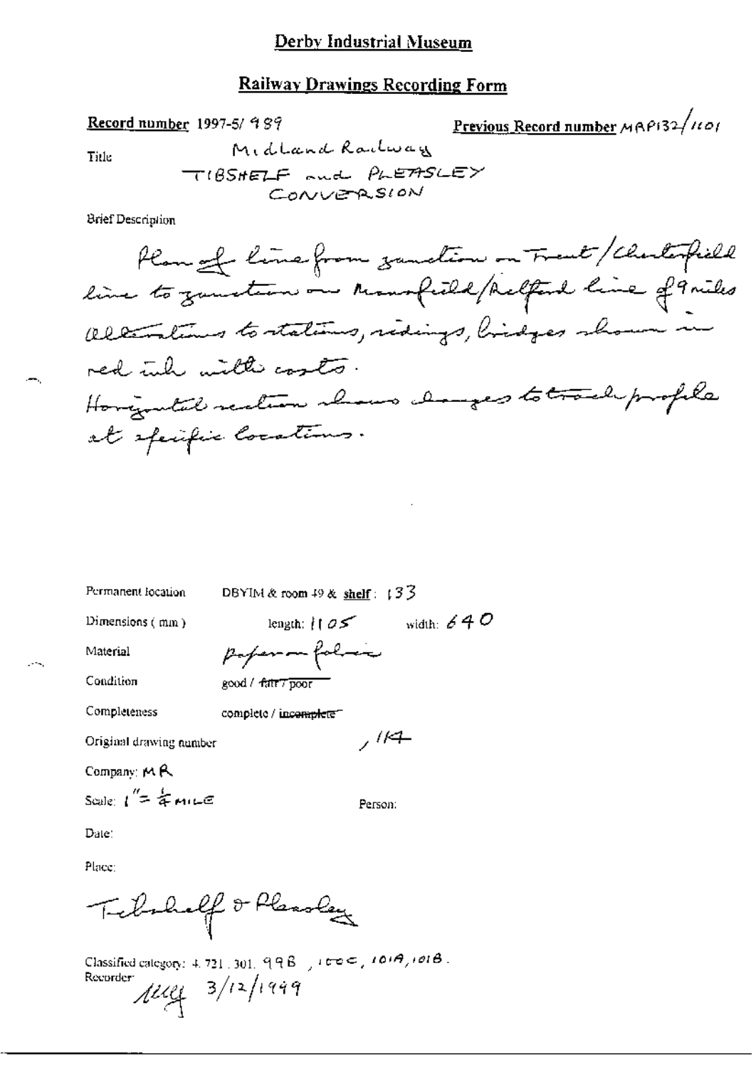# Derby Industrial Museum

## Railway Drawings Recording Form

**Record number** 1997-5/ 989

**Previous Record number** MAP132/1101

Title

Midland Railway
TIBSHELF and PLEASLEY
CONVERSION

Brief Description

Plan of line from junction on Trent/Chesterfield line to junction on Mansfield/Pelford line of 9 miles. Alterations to stations, sidings, bridges shown in red ink with costs.
Horizontal section shows changes to track profile at specific locations.

Permanent location: DBYIM & room 49 & shelf: 133

Dimensions (mm): length: 1105 width: 640

Material: Paper on fabric

Condition: good / ~~fair / poor~~

Completeness: complete / ~~incomplete~~

Original drawing number: ,114

Company: MR

Scale: 1" = 1/4 MILE

Person:

Date:

Place:

Tibshelf & Pleasley

Classified category: 4.721.301.99B, 100C, 101A, 101B.

Recorder: [signature] 3/12/1999